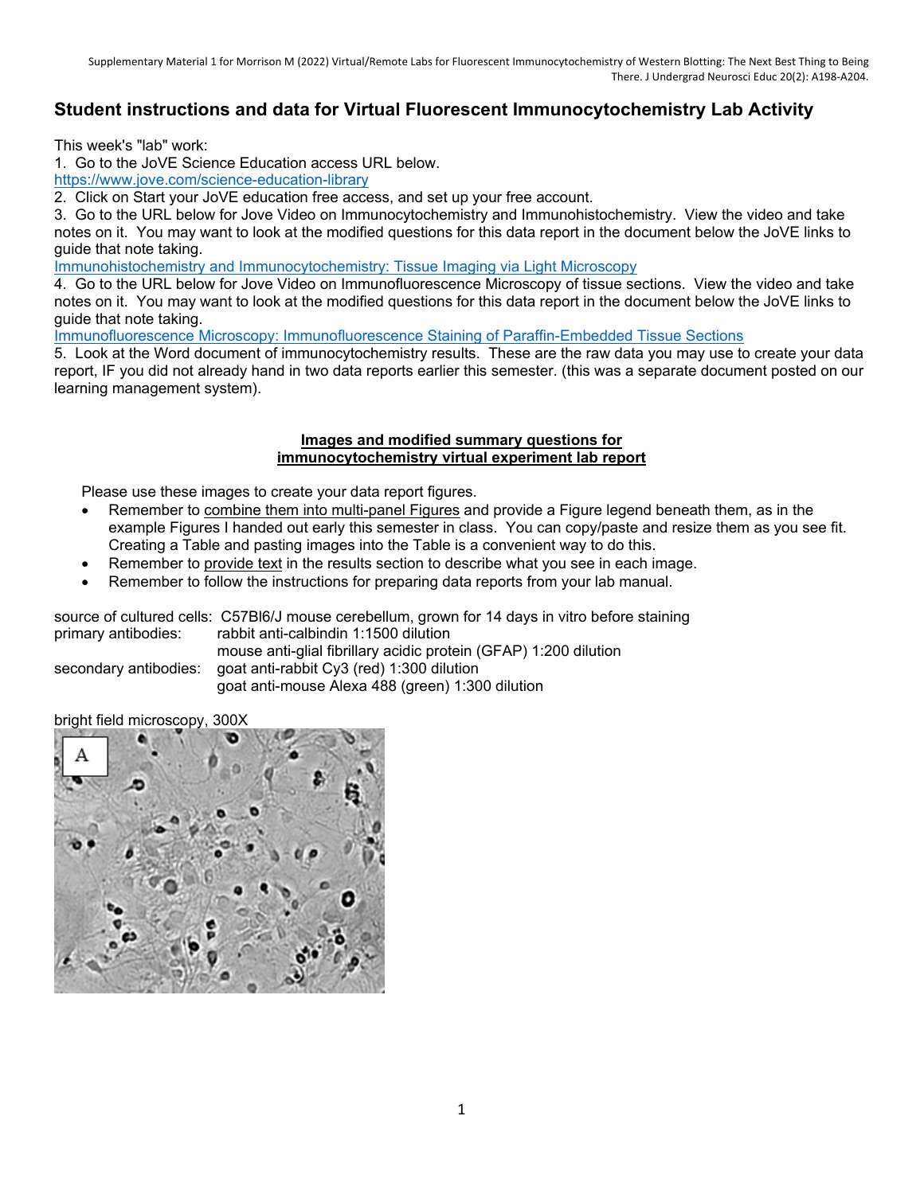# Student instructions and data for Virtual Fluorescent Immunocytochemistry Lab Activity

This week's "lab" work:

1. Go to the JoVE Science Education access URL below.
https://www.jove.com/science-education-library
2. Click on Start your JoVE education free access, and set up your free account.
3. Go to the URL below for Jove Video on Immunocytochemistry and Immunohistochemistry. View the video and take notes on it. You may want to look at the modified questions for this data report in the document below the JoVE links to guide that note taking.
Immunohistochemistry and Immunocytochemistry: Tissue Imaging via Light Microscopy
4. Go to the URL below for Jove Video on Immunofluorescence Microscopy of tissue sections. View the video and take notes on it. You may want to look at the modified questions for this data report in the document below the JoVE links to guide that note taking.
Immunofluorescence Microscopy: Immunofluorescence Staining of Paraffin-Embedded Tissue Sections
5. Look at the Word document of immunocytochemistry results. These are the raw data you may use to create your data report, IF you did not already hand in two data reports earlier this semester. (this was a separate document posted on our learning management system).

## Images and modified summary questions for immunocytochemistry virtual experiment lab report

Please use these images to create your data report figures.

- Remember to combine them into multi-panel Figures and provide a Figure legend beneath them, as in the example Figures I handed out early this semester in class. You can copy/paste and resize them as you see fit. Creating a Table and pasting images into the Table is a convenient way to do this.
- Remember to provide text in the results section to describe what you see in each image.
- Remember to follow the instructions for preparing data reports from your lab manual.

source of cultured cells: C57Bl6/J mouse cerebellum, grown for 14 days in vitro before staining
primary antibodies: rabbit anti-calbindin 1:1500 dilution
mouse anti-glial fibrillary acidic protein (GFAP) 1:200 dilution
secondary antibodies: goat anti-rabbit Cy3 (red) 1:300 dilution
goat anti-mouse Alexa 488 (green) 1:300 dilution

bright field microscopy, 300X

A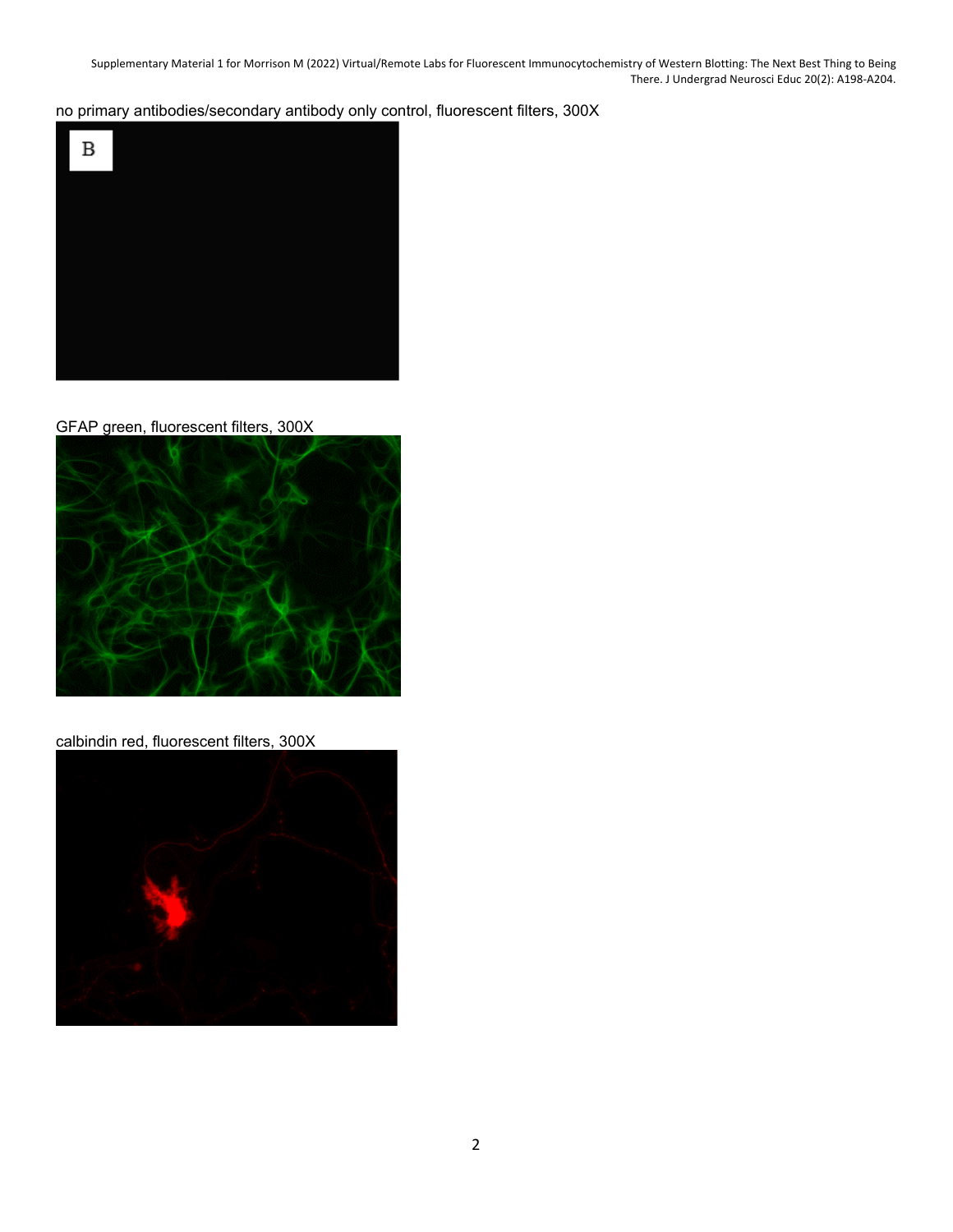no primary antibodies/secondary antibody only control, fluorescent filters, 300X

GFAP green, fluorescent filters, 300X

calbindin red, fluorescent filters, 300X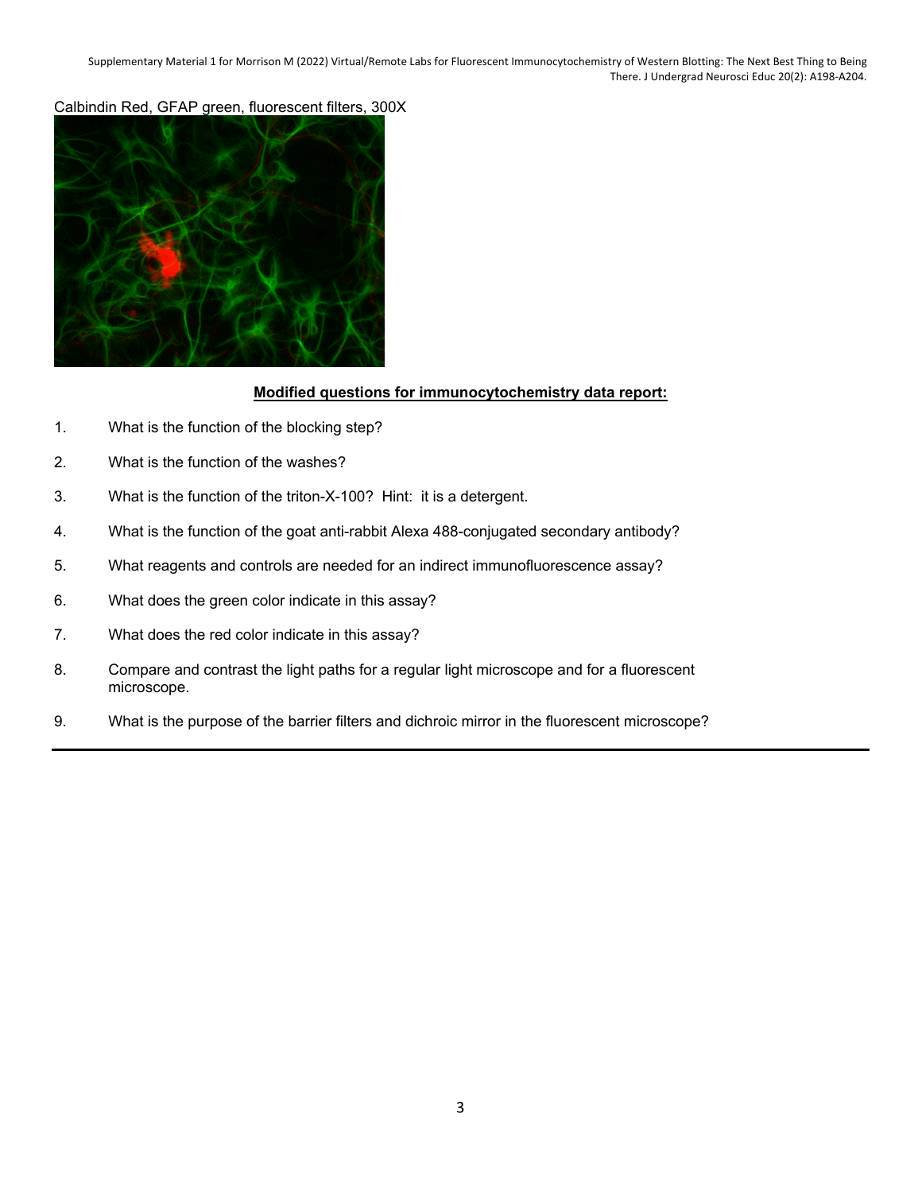Calbindin Red, GFAP green, fluorescent filters, 300X

**Modified questions for immunocytochemistry data report:**

1. What is the function of the blocking step?
2. What is the function of the washes?
3. What is the function of the triton-X-100? Hint: it is a detergent.
4. What is the function of the goat anti-rabbit Alexa 488-conjugated secondary antibody?
5. What reagents and controls are needed for an indirect immunofluorescence assay?
6. What does the green color indicate in this assay?
7. What does the red color indicate in this assay?
8. Compare and contrast the light paths for a regular light microscope and for a fluorescent microscope.
9. What is the purpose of the barrier filters and dichroic mirror in the fluorescent microscope?